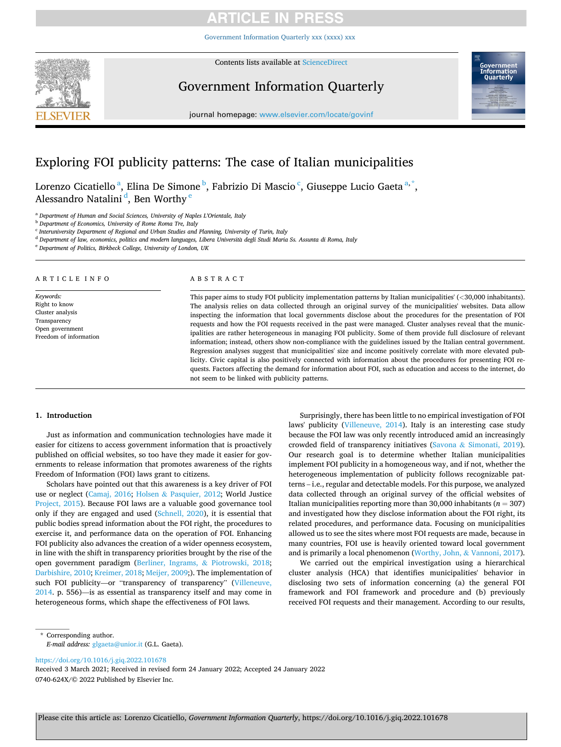# Exploring FOI publicity patterns: The case of Italian municipalities

Lorenzo Cicatiello [a], Elina De Simone [b], Fabrizio Di Mascio [c], Giuseppe Lucio Gaeta [a,*], Alessandro Natalini [d], Ben Worthy [e]

[a] Department of Human and Social Sciences, University of Naples L'Orientale, Italy
[b] Department of Economics, University of Rome Roma Tre, Italy
[c] Interuniversity Department of Regional and Urban Studies and Planning, University of Turin, Italy
[d] Department of law, economics, politics and modern languages, Libera Università degli Studi Maria Ss. Assunta di Roma, Italy
[e] Department of Politics, Birkbeck College, University of London, UK

**ARTICLE INFO**

*Keywords:*
Right to know
Cluster analysis
Transparency
Open government
Freedom of information

**ABSTRACT**

This paper aims to study FOI publicity implementation patterns by Italian municipalities' (<30,000 inhabitants). The analysis relies on data collected through an original survey of the municipalities' websites. Data allow inspecting the information that local governments disclose about the procedures for the presentation of FOI requests and how the FOI requests received in the past were managed. Cluster analyses reveal that the municipalities are rather heterogeneous in managing FOI publicity. Some of them provide full disclosure of relevant information; instead, others show non-compliance with the guidelines issued by the Italian central government. Regression analyses suggest that municipalities' size and income positively correlate with more elevated publicity. Civic capital is also positively connected with information about the procedures for presenting FOI requests. Factors affecting the demand for information about FOI, such as education and access to the internet, do not seem to be linked with publicity patterns.

## 1. Introduction

Just as information and communication technologies have made it easier for citizens to access government information that is proactively published on official websites, so too have they made it easier for governments to release information that promotes awareness of the rights Freedom of Information (FOI) laws grant to citizens.

Scholars have pointed out that this awareness is a key driver of FOI use or neglect (Camaj, 2016; Holsen & Pasquier, 2012; World Justice Project, 2015). Because FOI laws are a valuable good governance tool only if they are engaged and used (Schnell, 2020), it is essential that public bodies spread information about the FOI right, the procedures to exercise it, and performance data on the operation of FOI. Enhancing FOI publicity also advances the creation of a wider openness ecosystem, in line with the shift in transparency priorities brought by the rise of the open government paradigm (Berliner, Ingrams, & Piotrowski, 2018; Darbishire, 2010; Kreimer, 2018; Meijer, 2009;). The implementation of such FOI publicity—or "transparency of transparency" (Villeneuve, 2014. p. 556)—is as essential as transparency itself and may come in heterogeneous forms, which shape the effectiveness of FOI laws.

Surprisingly, there has been little to no empirical investigation of FOI laws' publicity (Villeneuve, 2014). Italy is an interesting case study because the FOI law was only recently introduced amid an increasingly crowded field of transparency initiatives (Savona & Simonati, 2019). Our research goal is to determine whether Italian municipalities implement FOI publicity in a homogeneous way, and if not, whether the heterogeneous implementation of publicity follows recognizable patterns – i.e., regular and detectable models. For this purpose, we analyzed data collected through an original survey of the official websites of Italian municipalities reporting more than 30,000 inhabitants ($n = 307$) and investigated how they disclose information about the FOI right, its related procedures, and performance data. Focusing on municipalities allowed us to see the sites where most FOI requests are made, because in many countries, FOI use is heavily oriented toward local government and is primarily a local phenomenon (Worthy, John, & Vannoni, 2017).

We carried out the empirical investigation using a hierarchical cluster analysis (HCA) that identifies municipalities' behavior in disclosing two sets of information concerning (a) the general FOI framework and FOI framework and procedure and (b) previously received FOI requests and their management. According to our results,

---

* Corresponding author.
*E-mail address:* glgaeta@unior.it (G.L. Gaeta).

https://doi.org/10.1016/j.giq.2022.101678
Received 3 March 2021; Received in revised form 24 January 2022; Accepted 24 January 2022
0740-624X/© 2022 Published by Elsevier Inc.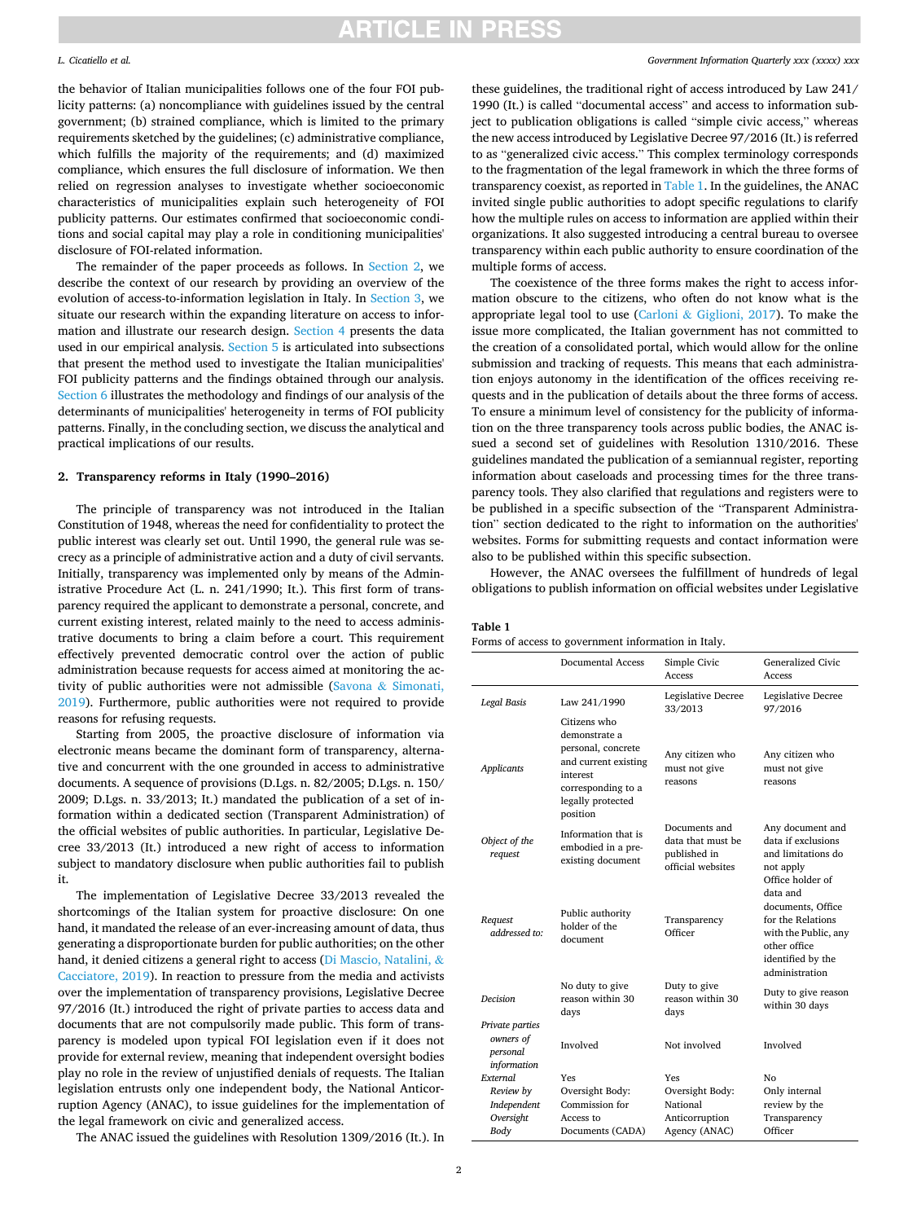the behavior of Italian municipalities follows one of the four FOI publicity patterns: (a) noncompliance with guidelines issued by the central government; (b) strained compliance, which is limited to the primary requirements sketched by the guidelines; (c) administrative compliance, which fulfills the majority of the requirements; and (d) maximized compliance, which ensures the full disclosure of information. We then relied on regression analyses to investigate whether socioeconomic characteristics of municipalities explain such heterogeneity of FOI publicity patterns. Our estimates confirmed that socioeconomic conditions and social capital may play a role in conditioning municipalities' disclosure of FOI-related information.

The remainder of the paper proceeds as follows. In Section 2, we describe the context of our research by providing an overview of the evolution of access-to-information legislation in Italy. In Section 3, we situate our research within the expanding literature on access to information and illustrate our research design. Section 4 presents the data used in our empirical analysis. Section 5 is articulated into subsections that present the method used to investigate the Italian municipalities' FOI publicity patterns and the findings obtained through our analysis. Section 6 illustrates the methodology and findings of our analysis of the determinants of municipalities' heterogeneity in terms of FOI publicity patterns. Finally, in the concluding section, we discuss the analytical and practical implications of our results.

## 2. Transparency reforms in Italy (1990–2016)

The principle of transparency was not introduced in the Italian Constitution of 1948, whereas the need for confidentiality to protect the public interest was clearly set out. Until 1990, the general rule was secrecy as a principle of administrative action and a duty of civil servants. Initially, transparency was implemented only by means of the Administrative Procedure Act (L. n. 241/1990; It.). This first form of transparency required the applicant to demonstrate a personal, concrete, and current existing interest, related mainly to the need to access administrative documents to bring a claim before a court. This requirement effectively prevented democratic control over the action of public administration because requests for access aimed at monitoring the activity of public authorities were not admissible (Savona & Simonati, 2019). Furthermore, public authorities were not required to provide reasons for refusing requests.

Starting from 2005, the proactive disclosure of information via electronic means became the dominant form of transparency, alternative and concurrent with the one grounded in access to administrative documents. A sequence of provisions (D.Lgs. n. 82/2005; D.Lgs. n. 150/2009; D.Lgs. n. 33/2013; It.) mandated the publication of a set of information within a dedicated section (Transparent Administration) of the official websites of public authorities. In particular, Legislative Decree 33/2013 (It.) introduced a new right of access to information subject to mandatory disclosure when public authorities fail to publish it.

The implementation of Legislative Decree 33/2013 revealed the shortcomings of the Italian system for proactive disclosure: On one hand, it mandated the release of an ever-increasing amount of data, thus generating a disproportionate burden for public authorities; on the other hand, it denied citizens a general right to access (Di Mascio, Natalini, & Cacciatore, 2019). In reaction to pressure from the media and activists over the implementation of transparency provisions, Legislative Decree 97/2016 (It.) introduced the right of private parties to access data and documents that are not compulsorily made public. This form of transparency is modeled upon typical FOI legislation even if it does not provide for external review, meaning that independent oversight bodies play no role in the review of unjustified denials of requests. The Italian legislation entrusts only one independent body, the National Anticorruption Agency (ANAC), to issue guidelines for the implementation of the legal framework on civic and generalized access.

The ANAC issued the guidelines with Resolution 1309/2016 (It.). In these guidelines, the traditional right of access introduced by Law 241/1990 (It.) is called "documental access" and access to information subject to publication obligations is called "simple civic access," whereas the new access introduced by Legislative Decree 97/2016 (It.) is referred to as "generalized civic access." This complex terminology corresponds to the fragmentation of the legal framework in which the three forms of transparency coexist, as reported in Table 1. In the guidelines, the ANAC invited single public authorities to adopt specific regulations to clarify how the multiple rules on access to information are applied within their organizations. It also suggested introducing a central bureau to oversee transparency within each public authority to ensure coordination of the multiple forms of access.

The coexistence of the three forms makes the right to access information obscure to the citizens, who often do not know what is the appropriate legal tool to use (Carloni & Giglioni, 2017). To make the issue more complicated, the Italian government has not committed to the creation of a consolidated portal, which would allow for the online submission and tracking of requests. This means that each administration enjoys autonomy in the identification of the offices receiving requests and in the publication of details about the three forms of access. To ensure a minimum level of consistency for the publicity of information on the three transparency tools across public bodies, the ANAC issued a second set of guidelines with Resolution 1310/2016. These guidelines mandated the publication of a semiannual register, reporting information about caseloads and processing times for the three transparency tools. They also clarified that regulations and registers were to be published in a specific subsection of the "Transparent Administration" section dedicated to the right to information on the authorities' websites. Forms for submitting requests and contact information were also to be published within this specific subsection.

However, the ANAC oversees the fulfillment of hundreds of legal obligations to publish information on official websites under Legislative

**Table 1**
Forms of access to government information in Italy.

| | Documental Access | Simple Civic Access | Generalized Civic Access |
|---|---|---|---|
| *Legal Basis* | Law 241/1990 | Legislative Decree 33/2013 | Legislative Decree 97/2016 |
| *Applicants* | Citizens who demonstrate a personal, concrete and current existing interest corresponding to a legally protected position | Any citizen who must not give reasons | Any citizen who must not give reasons |
| *Object of the request* | Information that is embodied in a pre-existing document | Documents and data that must be published in official websites | Any document and data if exclusions and limitations do not apply |
| *Request addressed to:* | Public authority holder of the document | Transparency Officer | Office holder of data and documents, Office for the Relations with the Public, any other office identified by the administration |
| *Decision* | No duty to give reason within 30 days | Duty to give reason within 30 days | Duty to give reason within 30 days |
| *Private parties owners of personal information* | Involved | Not involved | Involved |
| *External Review by Independent Oversight Body* | Yes<br>Oversight Body: Commission for Access to Documents (CADA) | Yes<br>Oversight Body: National Anticorruption Agency (ANAC) | No<br>Only internal review by the Transparency Officer |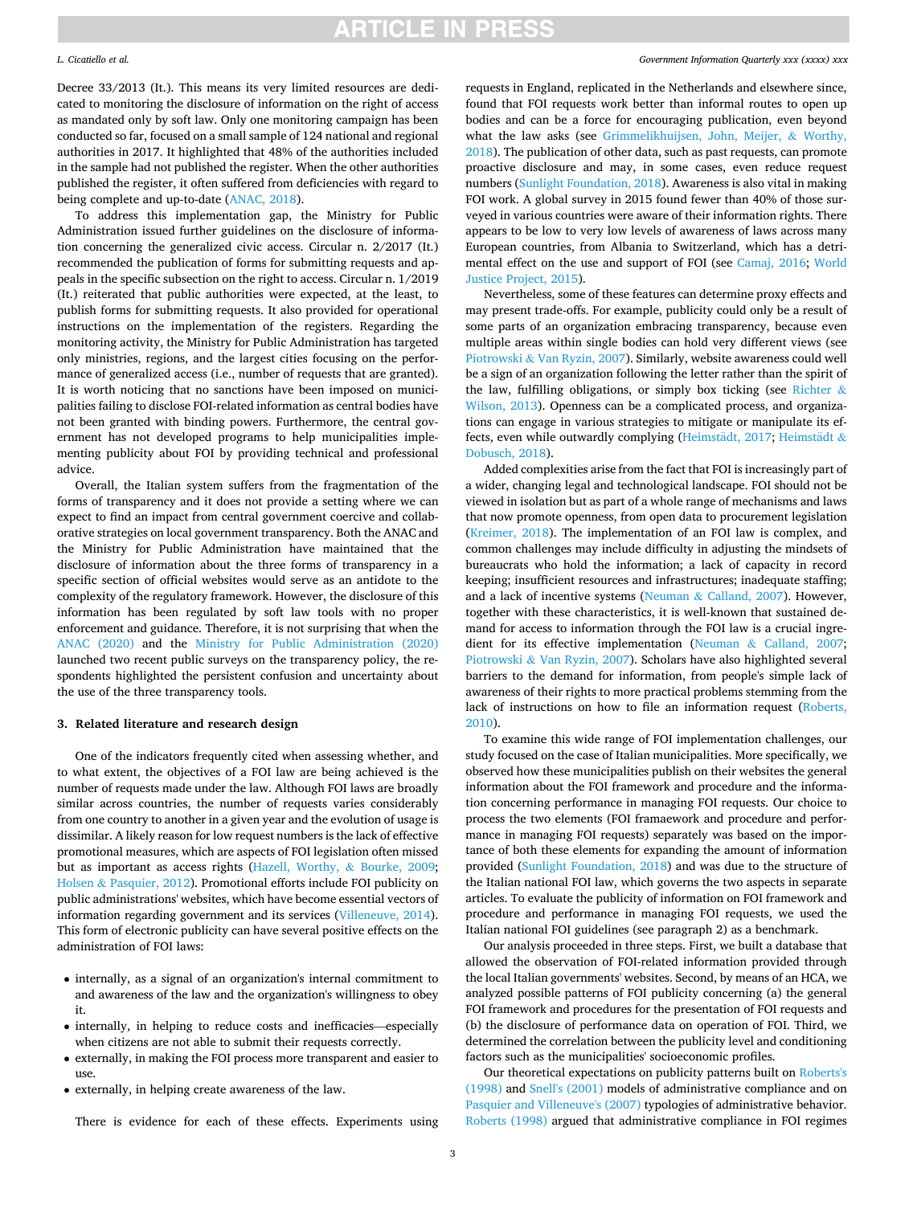Decree 33/2013 (It.). This means its very limited resources are dedicated to monitoring the disclosure of information on the right of access as mandated only by soft law. Only one monitoring campaign has been conducted so far, focused on a small sample of 124 national and regional authorities in 2017. It highlighted that 48% of the authorities included in the sample had not published the register. When the other authorities published the register, it often suffered from deficiencies with regard to being complete and up-to-date (ANAC, 2018).

To address this implementation gap, the Ministry for Public Administration issued further guidelines on the disclosure of information concerning the generalized civic access. Circular n. 2/2017 (It.) recommended the publication of forms for submitting requests and appeals in the specific subsection on the right to access. Circular n. 1/2019 (It.) reiterated that public authorities were expected, at the least, to publish forms for submitting requests. It also provided for operational instructions on the implementation of the registers. Regarding the monitoring activity, the Ministry for Public Administration has targeted only ministries, regions, and the largest cities focusing on the performance of generalized access (i.e., number of requests that are granted). It is worth noticing that no sanctions have been imposed on municipalities failing to disclose FOI-related information as central bodies have not been granted with binding powers. Furthermore, the central government has not developed programs to help municipalities implementing publicity about FOI by providing technical and professional advice.

Overall, the Italian system suffers from the fragmentation of the forms of transparency and it does not provide a setting where we can expect to find an impact from central government coercive and collaborative strategies on local government transparency. Both the ANAC and the Ministry for Public Administration have maintained that the disclosure of information about the three forms of transparency in a specific section of official websites would serve as an antidote to the complexity of the regulatory framework. However, the disclosure of this information has been regulated by soft law tools with no proper enforcement and guidance. Therefore, it is not surprising that when the ANAC (2020) and the Ministry for Public Administration (2020) launched two recent public surveys on the transparency policy, the respondents highlighted the persistent confusion and uncertainty about the use of the three transparency tools.

## 3. Related literature and research design

One of the indicators frequently cited when assessing whether, and to what extent, the objectives of a FOI law are being achieved is the number of requests made under the law. Although FOI laws are broadly similar across countries, the number of requests varies considerably from one country to another in a given year and the evolution of usage is dissimilar. A likely reason for low request numbers is the lack of effective promotional measures, which are aspects of FOI legislation often missed but as important as access rights (Hazell, Worthy, & Bourke, 2009; Holsen & Pasquier, 2012). Promotional efforts include FOI publicity on public administrations' websites, which have become essential vectors of information regarding government and its services (Villeneuve, 2014). This form of electronic publicity can have several positive effects on the administration of FOI laws:

- internally, as a signal of an organization's internal commitment to and awareness of the law and the organization's willingness to obey it.
- internally, in helping to reduce costs and inefficacies—especially when citizens are not able to submit their requests correctly.
- externally, in making the FOI process more transparent and easier to use.
- externally, in helping create awareness of the law.

There is evidence for each of these effects. Experiments using requests in England, replicated in the Netherlands and elsewhere since, found that FOI requests work better than informal routes to open up bodies and can be a force for encouraging publication, even beyond what the law asks (see Grimmelikhuijsen, John, Meijer, & Worthy, 2018). The publication of other data, such as past requests, can promote proactive disclosure and may, in some cases, even reduce request numbers (Sunlight Foundation, 2018). Awareness is also vital in making FOI work. A global survey in 2015 found fewer than 40% of those surveyed in various countries were aware of their information rights. There appears to be low to very low levels of awareness of laws across many European countries, from Albania to Switzerland, which has a detrimental effect on the use and support of FOI (see Camaj, 2016; World Justice Project, 2015).

Nevertheless, some of these features can determine proxy effects and may present trade-offs. For example, publicity could only be a result of some parts of an organization embracing transparency, because even multiple areas within single bodies can hold very different views (see Piotrowski & Van Ryzin, 2007). Similarly, website awareness could well be a sign of an organization following the letter rather than the spirit of the law, fulfilling obligations, or simply box ticking (see Richter & Wilson, 2013). Openness can be a complicated process, and organizations can engage in various strategies to mitigate or manipulate its effects, even while outwardly complying (Heimstädt, 2017; Heimstädt & Dobusch, 2018).

Added complexities arise from the fact that FOI is increasingly part of a wider, changing legal and technological landscape. FOI should not be viewed in isolation but as part of a whole range of mechanisms and laws that now promote openness, from open data to procurement legislation (Kreimer, 2018). The implementation of an FOI law is complex, and common challenges may include difficulty in adjusting the mindsets of bureaucrats who hold the information; a lack of capacity in record keeping; insufficient resources and infrastructures; inadequate staffing; and a lack of incentive systems (Neuman & Calland, 2007). However, together with these characteristics, it is well-known that sustained demand for access to information through the FOI law is a crucial ingredient for its effective implementation (Neuman & Calland, 2007; Piotrowski & Van Ryzin, 2007). Scholars have also highlighted several barriers to the demand for information, from people's simple lack of awareness of their rights to more practical problems stemming from the lack of instructions on how to file an information request (Roberts, 2010).

To examine this wide range of FOI implementation challenges, our study focused on the case of Italian municipalities. More specifically, we observed how these municipalities publish on their websites the general information about the FOI framework and procedure and the information concerning performance in managing FOI requests. Our choice to process the two elements (FOI framaework and procedure and performance in managing FOI requests) separately was based on the importance of both these elements for expanding the amount of information provided (Sunlight Foundation, 2018) and was due to the structure of the Italian national FOI law, which governs the two aspects in separate articles. To evaluate the publicity of information on FOI framework and procedure and performance in managing FOI requests, we used the Italian national FOI guidelines (see paragraph 2) as a benchmark.

Our analysis proceeded in three steps. First, we built a database that allowed the observation of FOI-related information provided through the local Italian governments' websites. Second, by means of an HCA, we analyzed possible patterns of FOI publicity concerning (a) the general FOI framework and procedures for the presentation of FOI requests and (b) the disclosure of performance data on operation of FOI. Third, we determined the correlation between the publicity level and conditioning factors such as the municipalities' socioeconomic profiles.

Our theoretical expectations on publicity patterns built on Roberts's (1998) and Snell's (2001) models of administrative compliance and on Pasquier and Villeneuve's (2007) typologies of administrative behavior. Roberts (1998) argued that administrative compliance in FOI regimes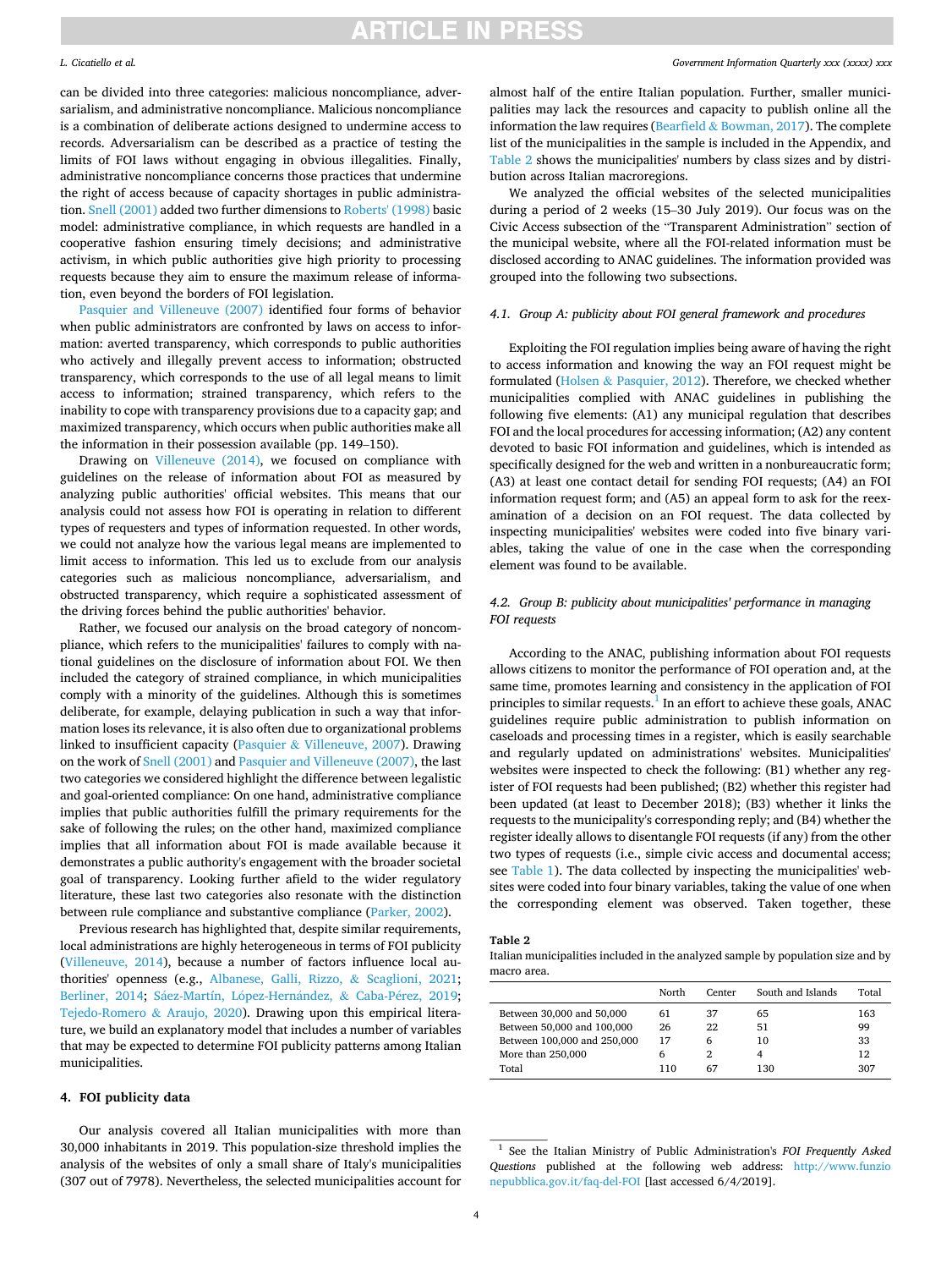can be divided into three categories: malicious noncompliance, adversarialism, and administrative noncompliance. Malicious noncompliance is a combination of deliberate actions designed to undermine access to records. Adversarialism can be described as a practice of testing the limits of FOI laws without engaging in obvious illegalities. Finally, administrative noncompliance concerns those practices that undermine the right of access because of capacity shortages in public administration. Snell (2001) added two further dimensions to Roberts' (1998) basic model: administrative compliance, in which requests are handled in a cooperative fashion ensuring timely decisions; and administrative activism, in which public authorities give high priority to processing requests because they aim to ensure the maximum release of information, even beyond the borders of FOI legislation.

Pasquier and Villeneuve (2007) identified four forms of behavior when public administrators are confronted by laws on access to information: averted transparency, which corresponds to public authorities who actively and illegally prevent access to information; obstructed transparency, which corresponds to the use of all legal means to limit access to information; strained transparency, which refers to the inability to cope with transparency provisions due to a capacity gap; and maximized transparency, which occurs when public authorities make all the information in their possession available (pp. 149–150).

Drawing on Villeneuve (2014), we focused on compliance with guidelines on the release of information about FOI as measured by analyzing public authorities' official websites. This means that our analysis could not assess how FOI is operating in relation to different types of requesters and types of information requested. In other words, we could not analyze how the various legal means are implemented to limit access to information. This led us to exclude from our analysis categories such as malicious noncompliance, adversarialism, and obstructed transparency, which require a sophisticated assessment of the driving forces behind the public authorities' behavior.

Rather, we focused our analysis on the broad category of noncompliance, which refers to the municipalities' failures to comply with national guidelines on the disclosure of information about FOI. We then included the category of strained compliance, in which municipalities comply with a minority of the guidelines. Although this is sometimes deliberate, for example, delaying publication in such a way that information loses its relevance, it is also often due to organizational problems linked to insufficient capacity (Pasquier & Villeneuve, 2007). Drawing on the work of Snell (2001) and Pasquier and Villeneuve (2007), the last two categories we considered highlight the difference between legalistic and goal-oriented compliance: On one hand, administrative compliance implies that public authorities fulfill the primary requirements for the sake of following the rules; on the other hand, maximized compliance implies that all information about FOI is made available because it demonstrates a public authority's engagement with the broader societal goal of transparency. Looking further afield to the wider regulatory literature, these last two categories also resonate with the distinction between rule compliance and substantive compliance (Parker, 2002).

Previous research has highlighted that, despite similar requirements, local administrations are highly heterogeneous in terms of FOI publicity (Villeneuve, 2014), because a number of factors influence local authorities' openness (e.g., Albanese, Galli, Rizzo, & Scaglioni, 2021; Berliner, 2014; Sáez-Martín, López-Hernández, & Caba-Pérez, 2019; Tejedo-Romero & Araujo, 2020). Drawing upon this empirical literature, we build an explanatory model that includes a number of variables that may be expected to determine FOI publicity patterns among Italian municipalities.

## 4. FOI publicity data

Our analysis covered all Italian municipalities with more than 30,000 inhabitants in 2019. This population-size threshold implies the analysis of the websites of only a small share of Italy's municipalities (307 out of 7978). Nevertheless, the selected municipalities account for almost half of the entire Italian population. Further, smaller municipalities may lack the resources and capacity to publish online all the information the law requires (Bearfield & Bowman, 2017). The complete list of the municipalities in the sample is included in the Appendix, and Table 2 shows the municipalities' numbers by class sizes and by distribution across Italian macroregions.

We analyzed the official websites of the selected municipalities during a period of 2 weeks (15–30 July 2019). Our focus was on the Civic Access subsection of the "Transparent Administration" section of the municipal website, where all the FOI-related information must be disclosed according to ANAC guidelines. The information provided was grouped into the following two subsections.

### 4.1. Group A: publicity about FOI general framework and procedures

Exploiting the FOI regulation implies being aware of having the right to access information and knowing the way an FOI request might be formulated (Holsen & Pasquier, 2012). Therefore, we checked whether municipalities complied with ANAC guidelines in publishing the following five elements: (A1) any municipal regulation that describes FOI and the local procedures for accessing information; (A2) any content devoted to basic FOI information and guidelines, which is intended as specifically designed for the web and written in a nonbureaucratic form; (A3) at least one contact detail for sending FOI requests; (A4) an FOI information request form; and (A5) an appeal form to ask for the reexamination of a decision on an FOI request. The data collected by inspecting municipalities' websites were coded into five binary variables, taking the value of one in the case when the corresponding element was found to be available.

### 4.2. Group B: publicity about municipalities' performance in managing FOI requests

According to the ANAC, publishing information about FOI requests allows citizens to monitor the performance of FOI operation and, at the same time, promotes learning and consistency in the application of FOI principles to similar requests.[1] In an effort to achieve these goals, ANAC guidelines require public administration to publish information on caseloads and processing times in a register, which is easily searchable and regularly updated on administrations' websites. Municipalities' websites were inspected to check the following: (B1) whether any register of FOI requests had been published; (B2) whether this register had been updated (at least to December 2018); (B3) whether it links the requests to the municipality's corresponding reply; and (B4) whether the register ideally allows to disentangle FOI requests (if any) from the other two types of requests (i.e., simple civic access and documental access; see Table 1). The data collected by inspecting the municipalities' websites were coded into four binary variables, taking the value of one when the corresponding element was observed. Taken together, these

**Table 2**
Italian municipalities included in the analyzed sample by population size and by macro area.

| | North | Center | South and Islands | Total |
|---|---|---|---|---|
| Between 30,000 and 50,000 | 61 | 37 | 65 | 163 |
| Between 50,000 and 100,000 | 26 | 22 | 51 | 99 |
| Between 100,000 and 250,000 | 17 | 6 | 10 | 33 |
| More than 250,000 | 6 | 2 | 4 | 12 |
| Total | 110 | 67 | 130 | 307 |

[1] See the Italian Ministry of Public Administration's *FOI Frequently Asked Questions* published at the following web address: http://www.funzionepubblica.gov.it/faq-del-FOI [last accessed 6/4/2019].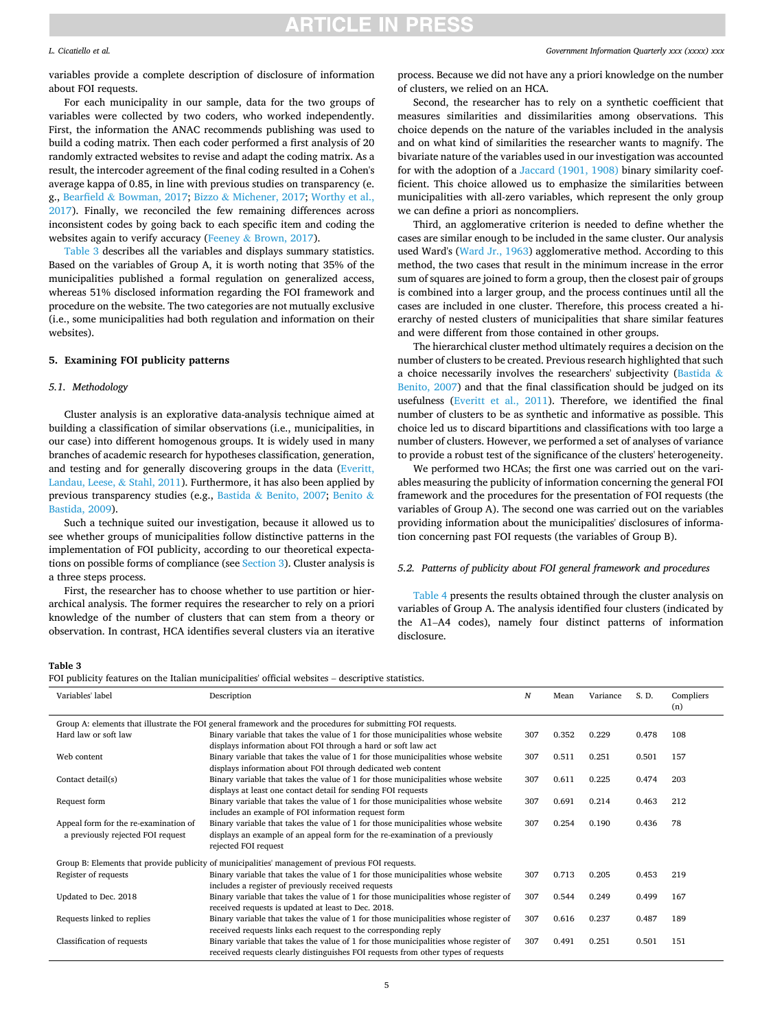variables provide a complete description of disclosure of information about FOI requests.

For each municipality in our sample, data for the two groups of variables were collected by two coders, who worked independently. First, the information the ANAC recommends publishing was used to build a coding matrix. Then each coder performed a first analysis of 20 randomly extracted websites to revise and adapt the coding matrix. As a result, the intercoder agreement of the final coding resulted in a Cohen's average kappa of 0.85, in line with previous studies on transparency (e.g., Bearfield & Bowman, 2017; Bizzo & Michener, 2017; Worthy et al., 2017). Finally, we reconciled the few remaining differences across inconsistent codes by going back to each specific item and coding the websites again to verify accuracy (Feeney & Brown, 2017).

Table 3 describes all the variables and displays summary statistics. Based on the variables of Group A, it is worth noting that 35% of the municipalities published a formal regulation on generalized access, whereas 51% disclosed information regarding the FOI framework and procedure on the website. The two categories are not mutually exclusive (i.e., some municipalities had both regulation and information on their websites).

## 5. Examining FOI publicity patterns

### 5.1. Methodology

Cluster analysis is an explorative data-analysis technique aimed at building a classification of similar observations (i.e., municipalities, in our case) into different homogenous groups. It is widely used in many branches of academic research for hypotheses classification, generation, and testing and for generally discovering groups in the data (Everitt, Landau, Leese, & Stahl, 2011). Furthermore, it has also been applied by previous transparency studies (e.g., Bastida & Benito, 2007; Benito & Bastida, 2009).

Such a technique suited our investigation, because it allowed us to see whether groups of municipalities follow distinctive patterns in the implementation of FOI publicity, according to our theoretical expectations on possible forms of compliance (see Section 3). Cluster analysis is a three steps process.

First, the researcher has to choose whether to use partition or hierarchical analysis. The former requires the researcher to rely on a priori knowledge of the number of clusters that can stem from a theory or observation. In contrast, HCA identifies several clusters via an iterative process. Because we did not have any a priori knowledge on the number of clusters, we relied on an HCA.

Second, the researcher has to rely on a synthetic coefficient that measures similarities and dissimilarities among observations. This choice depends on the nature of the variables included in the analysis and on what kind of similarities the researcher wants to magnify. The bivariate nature of the variables used in our investigation was accounted for with the adoption of a Jaccard (1901, 1908) binary similarity coefficient. This choice allowed us to emphasize the similarities between municipalities with all-zero variables, which represent the only group we can define a priori as noncompliers.

Third, an agglomerative criterion is needed to define whether the cases are similar enough to be included in the same cluster. Our analysis used Ward's (Ward Jr., 1963) agglomerative method. According to this method, the two cases that result in the minimum increase in the error sum of squares are joined to form a group, then the closest pair of groups is combined into a larger group, and the process continues until all the cases are included in one cluster. Therefore, this process created a hierarchy of nested clusters of municipalities that share similar features and were different from those contained in other groups.

The hierarchical cluster method ultimately requires a decision on the number of clusters to be created. Previous research highlighted that such a choice necessarily involves the researchers' subjectivity (Bastida & Benito, 2007) and that the final classification should be judged on its usefulness (Everitt et al., 2011). Therefore, we identified the final number of clusters to be as synthetic and informative as possible. This choice led us to discard bipartitions and classifications with too large a number of clusters. However, we performed a set of analyses of variance to provide a robust test of the significance of the clusters' heterogeneity.

We performed two HCAs; the first one was carried out on the variables measuring the publicity of information concerning the general FOI framework and the procedures for the presentation of FOI requests (the variables of Group A). The second one was carried out on the variables providing information about the municipalities' disclosures of information concerning past FOI requests (the variables of Group B).

### 5.2. Patterns of publicity about FOI general framework and procedures

Table 4 presents the results obtained through the cluster analysis on variables of Group A. The analysis identified four clusters (indicated by the A1–A4 codes), namely four distinct patterns of information disclosure.

**Table 3**
FOI publicity features on the Italian municipalities' official websites – descriptive statistics.

| Variables' label | Description | *N* | Mean | Variance | S. D. | Compliers (n) |
|---|---|---|---|---|---|---|
| Group A: elements that illustrate the FOI general framework and the procedures for submitting FOI requests. | | | | | | |
| Hard law or soft law | Binary variable that takes the value of 1 for those municipalities whose website displays information about FOI through a hard or soft law act | 307 | 0.352 | 0.229 | 0.478 | 108 |
| Web content | Binary variable that takes the value of 1 for those municipalities whose website displays information about FOI through dedicated web content | 307 | 0.511 | 0.251 | 0.501 | 157 |
| Contact detail(s) | Binary variable that takes the value of 1 for those municipalities whose website displays at least one contact detail for sending FOI requests | 307 | 0.611 | 0.225 | 0.474 | 203 |
| Request form | Binary variable that takes the value of 1 for those municipalities whose website includes an example of FOI information request form | 307 | 0.691 | 0.214 | 0.463 | 212 |
| Appeal form for the re-examination of a previously rejected FOI request | Binary variable that takes the value of 1 for those municipalities whose website displays an example of an appeal form for the re-examination of a previously rejected FOI request | 307 | 0.254 | 0.190 | 0.436 | 78 |
| Group B: Elements that provide publicity of municipalities' management of previous FOI requests. | | | | | | |
| Register of requests | Binary variable that takes the value of 1 for those municipalities whose website includes a register of previously received requests | 307 | 0.713 | 0.205 | 0.453 | 219 |
| Updated to Dec. 2018 | Binary variable that takes the value of 1 for those municipalities whose register of received requests is updated at least to Dec. 2018. | 307 | 0.544 | 0.249 | 0.499 | 167 |
| Requests linked to replies | Binary variable that takes the value of 1 for those municipalities whose register of received requests links each request to the corresponding reply | 307 | 0.616 | 0.237 | 0.487 | 189 |
| Classification of requests | Binary variable that takes the value of 1 for those municipalities whose register of received requests clearly distinguishes FOI requests from other types of requests | 307 | 0.491 | 0.251 | 0.501 | 151 |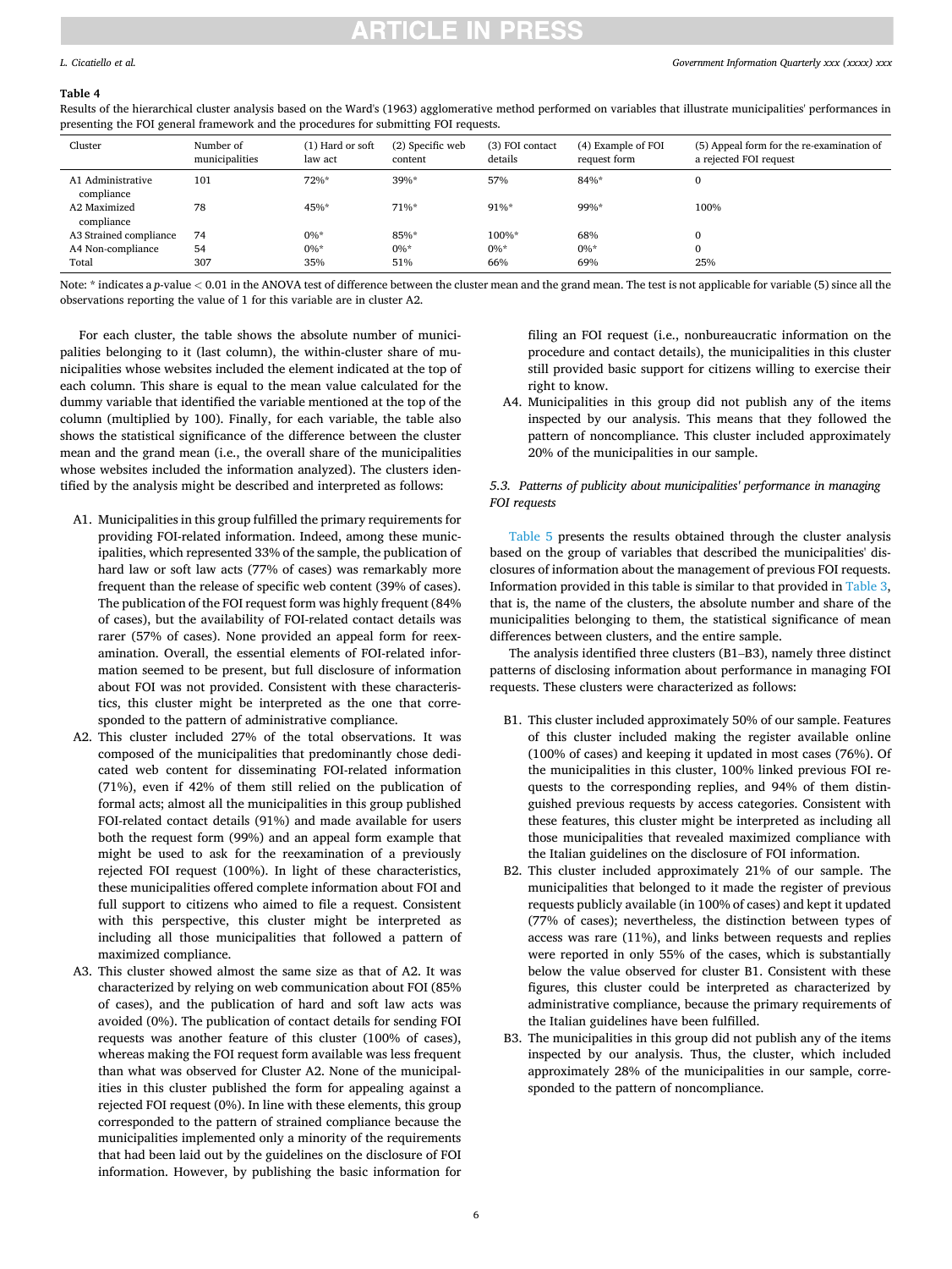**Table 4**

Results of the hierarchical cluster analysis based on the Ward's (1963) agglomerative method performed on variables that illustrate municipalities' performances in presenting the FOI general framework and the procedures for submitting FOI requests.

| Cluster | Number of municipalities | (1) Hard or soft law act | (2) Specific web content | (3) FOI contact details | (4) Example of FOI request form | (5) Appeal form for the re-examination of a rejected FOI request |
|---|---|---|---|---|---|---|
| A1 Administrative compliance | 101 | 72%* | 39%* | 57% | 84%* | 0 |
| A2 Maximized compliance | 78 | 45%* | 71%* | 91%* | 99%* | 100% |
| A3 Strained compliance | 74 | 0%* | 85%* | 100%* | 68% | 0 |
| A4 Non-compliance | 54 | 0%* | 0%* | 0%* | 0%* | 0 |
| Total | 307 | 35% | 51% | 66% | 69% | 25% |

Note: * indicates a $p$-value $< 0.01$ in the ANOVA test of difference between the cluster mean and the grand mean. The test is not applicable for variable (5) since all the observations reporting the value of 1 for this variable are in cluster A2.

For each cluster, the table shows the absolute number of municipalities belonging to it (last column), the within-cluster share of municipalities whose websites included the element indicated at the top of each column. This share is equal to the mean value calculated for the dummy variable that identified the variable mentioned at the top of the column (multiplied by 100). Finally, for each variable, the table also shows the statistical significance of the difference between the cluster mean and the grand mean (i.e., the overall share of the municipalities whose websites included the information analyzed). The clusters identified by the analysis might be described and interpreted as follows:

A1. Municipalities in this group fulfilled the primary requirements for providing FOI-related information. Indeed, among these municipalities, which represented 33% of the sample, the publication of hard law or soft law acts (77% of cases) was remarkably more frequent than the release of specific web content (39% of cases). The publication of the FOI request form was highly frequent (84% of cases), but the availability of FOI-related contact details was rarer (57% of cases). None provided an appeal form for reexamination. Overall, the essential elements of FOI-related information seemed to be present, but full disclosure of information about FOI was not provided. Consistent with these characteristics, this cluster might be interpreted as the one that corresponded to the pattern of administrative compliance.

A2. This cluster included 27% of the total observations. It was composed of the municipalities that predominantly chose dedicated web content for disseminating FOI-related information (71%), even if 42% of them still relied on the publication of formal acts; almost all the municipalities in this group published FOI-related contact details (91%) and made available for users both the request form (99%) and an appeal form example that might be used to ask for the reexamination of a previously rejected FOI request (100%). In light of these characteristics, these municipalities offered complete information about FOI and full support to citizens who aimed to file a request. Consistent with this perspective, this cluster might be interpreted as including all those municipalities that followed a pattern of maximized compliance.

A3. This cluster showed almost the same size as that of A2. It was characterized by relying on web communication about FOI (85% of cases), and the publication of hard and soft law acts was avoided (0%). The publication of contact details for sending FOI requests was another feature of this cluster (100% of cases), whereas making the FOI request form available was less frequent than what was observed for Cluster A2. None of the municipalities in this cluster published the form for appealing against a rejected FOI request (0%). In line with these elements, this group corresponded to the pattern of strained compliance because the municipalities implemented only a minority of the requirements that had been laid out by the guidelines on the disclosure of FOI information. However, by publishing the basic information for filing an FOI request (i.e., nonbureaucratic information on the procedure and contact details), the municipalities in this cluster still provided basic support for citizens willing to exercise their right to know.

A4. Municipalities in this group did not publish any of the items inspected by our analysis. This means that they followed the pattern of noncompliance. This cluster included approximately 20% of the municipalities in our sample.

### 5.3. Patterns of publicity about municipalities' performance in managing FOI requests

Table 5 presents the results obtained through the cluster analysis based on the group of variables that described the municipalities' disclosures of information about the management of previous FOI requests. Information provided in this table is similar to that provided in Table 3, that is, the name of the clusters, the absolute number and share of the municipalities belonging to them, the statistical significance of mean differences between clusters, and the entire sample.

The analysis identified three clusters (B1–B3), namely three distinct patterns of disclosing information about performance in managing FOI requests. These clusters were characterized as follows:

B1. This cluster included approximately 50% of our sample. Features of this cluster included making the register available online (100% of cases) and keeping it updated in most cases (76%). Of the municipalities in this cluster, 100% linked previous FOI requests to the corresponding replies, and 94% of them distinguished previous requests by access categories. Consistent with these features, this cluster might be interpreted as including all those municipalities that revealed maximized compliance with the Italian guidelines on the disclosure of FOI information.

B2. This cluster included approximately 21% of our sample. The municipalities that belonged to it made the register of previous requests publicly available (in 100% of cases) and kept it updated (77% of cases); nevertheless, the distinction between types of access was rare (11%), and links between requests and replies were reported in only 55% of the cases, which is substantially below the value observed for cluster B1. Consistent with these figures, this cluster could be interpreted as characterized by administrative compliance, because the primary requirements of the Italian guidelines have been fulfilled.

B3. The municipalities in this group did not publish any of the items inspected by our analysis. Thus, the cluster, which included approximately 28% of the municipalities in our sample, corresponded to the pattern of noncompliance.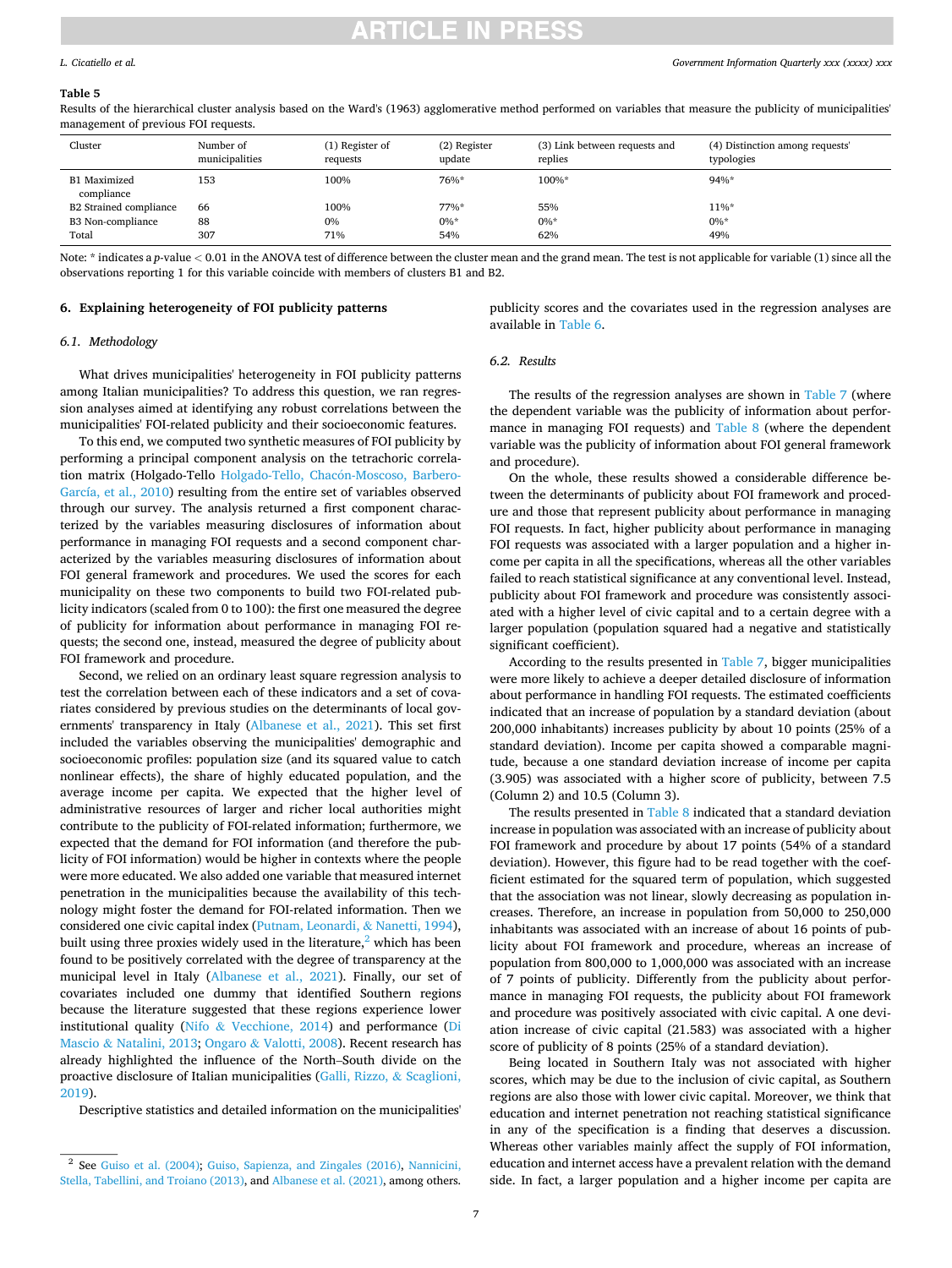**Table 5**

Results of the hierarchical cluster analysis based on the Ward's (1963) agglomerative method performed on variables that measure the publicity of municipalities' management of previous FOI requests.

| Cluster | Number of municipalities | (1) Register of requests | (2) Register update | (3) Link between requests and replies | (4) Distinction among requests' typologies |
|---|---|---|---|---|---|
| B1 Maximized compliance | 153 | 100% | 76%* | 100%* | 94%* |
| B2 Strained compliance | 66 | 100% | 77%* | 55% | 11%* |
| B3 Non-compliance | 88 | 0% | 0%* | 0%* | 0%* |
| Total | 307 | 71% | 54% | 62% | 49% |

Note: * indicates a $p$-value $< 0.01$ in the ANOVA test of difference between the cluster mean and the grand mean. The test is not applicable for variable (1) since all the observations reporting 1 for this variable coincide with members of clusters B1 and B2.

## 6. Explaining heterogeneity of FOI publicity patterns

### 6.1. Methodology

What drives municipalities' heterogeneity in FOI publicity patterns among Italian municipalities? To address this question, we ran regression analyses aimed at identifying any robust correlations between the municipalities' FOI-related publicity and their socioeconomic features.

To this end, we computed two synthetic measures of FOI publicity by performing a principal component analysis on the tetrachoric correlation matrix (Holgado-Tello Holgado-Tello, Chacón-Moscoso, Barbero-García, et al., 2010) resulting from the entire set of variables observed through our survey. The analysis returned a first component characterized by the variables measuring disclosures of information about performance in managing FOI requests and a second component characterized by the variables measuring disclosures of information about FOI general framework and procedures. We used the scores for each municipality on these two components to build two FOI-related publicity indicators (scaled from 0 to 100): the first one measured the degree of publicity for information about performance in managing FOI requests; the second one, instead, measured the degree of publicity about FOI framework and procedure.

Second, we relied on an ordinary least square regression analysis to test the correlation between each of these indicators and a set of covariates considered by previous studies on the determinants of local governments' transparency in Italy (Albanese et al., 2021). This set first included the variables observing the municipalities' demographic and socioeconomic profiles: population size (and its squared value to catch nonlinear effects), the share of highly educated population, and the average income per capita. We expected that the higher level of administrative resources of larger and richer local authorities might contribute to the publicity of FOI-related information; furthermore, we expected that the demand for FOI information (and therefore the publicity of FOI information) would be higher in contexts where the people were more educated. We also added one variable that measured internet penetration in the municipalities because the availability of this technology might foster the demand for FOI-related information. Then we considered one civic capital index (Putnam, Leonardi, & Nanetti, 1994), built using three proxies widely used in the literature,[2] which has been found to be positively correlated with the degree of transparency at the municipal level in Italy (Albanese et al., 2021). Finally, our set of covariates included one dummy that identified Southern regions because the literature suggested that these regions experience lower institutional quality (Nifo & Vecchione, 2014) and performance (Di Mascio & Natalini, 2013; Ongaro & Valotti, 2008). Recent research has already highlighted the influence of the North–South divide on the proactive disclosure of Italian municipalities (Galli, Rizzo, & Scaglioni, 2019).

Descriptive statistics and detailed information on the municipalities' publicity scores and the covariates used in the regression analyses are available in Table 6.

### 6.2. Results

The results of the regression analyses are shown in Table 7 (where the dependent variable was the publicity of information about performance in managing FOI requests) and Table 8 (where the dependent variable was the publicity of information about FOI general framework and procedure).

On the whole, these results showed a considerable difference between the determinants of publicity about FOI framework and procedure and those that represent publicity about performance in managing FOI requests. In fact, higher publicity about performance in managing FOI requests was associated with a larger population and a higher income per capita in all the specifications, whereas all the other variables failed to reach statistical significance at any conventional level. Instead, publicity about FOI framework and procedure was consistently associated with a higher level of civic capital and to a certain degree with a larger population (population squared had a negative and statistically significant coefficient).

According to the results presented in Table 7, bigger municipalities were more likely to achieve a deeper detailed disclosure of information about performance in handling FOI requests. The estimated coefficients indicated that an increase of population by a standard deviation (about 200,000 inhabitants) increases publicity by about 10 points (25% of a standard deviation). Income per capita showed a comparable magnitude, because a one standard deviation increase of income per capita (3.905) was associated with a higher score of publicity, between 7.5 (Column 2) and 10.5 (Column 3).

The results presented in Table 8 indicated that a standard deviation increase in population was associated with an increase of publicity about FOI framework and procedure by about 17 points (54% of a standard deviation). However, this figure had to be read together with the coefficient estimated for the squared term of population, which suggested that the association was not linear, slowly decreasing as population increases. Therefore, an increase in population from 50,000 to 250,000 inhabitants was associated with an increase of about 16 points of publicity about FOI framework and procedure, whereas an increase of population from 800,000 to 1,000,000 was associated with an increase of 7 points of publicity. Differently from the publicity about performance in managing FOI requests, the publicity about FOI framework and procedure was positively associated with civic capital. A one deviation increase of civic capital (21.583) was associated with a higher score of publicity of 8 points (25% of a standard deviation).

Being located in Southern Italy was not associated with higher scores, which may be due to the inclusion of civic capital, as Southern regions are also those with lower civic capital. Moreover, we think that education and internet penetration not reaching statistical significance in any of the specification is a finding that deserves a discussion. Whereas other variables mainly affect the supply of FOI information, education and internet access have a prevalent relation with the demand side. In fact, a larger population and a higher income per capita are

[2] See Guiso et al. (2004); Guiso, Sapienza, and Zingales (2016), Nannicini, Stella, Tabellini, and Troiano (2013), and Albanese et al. (2021), among others.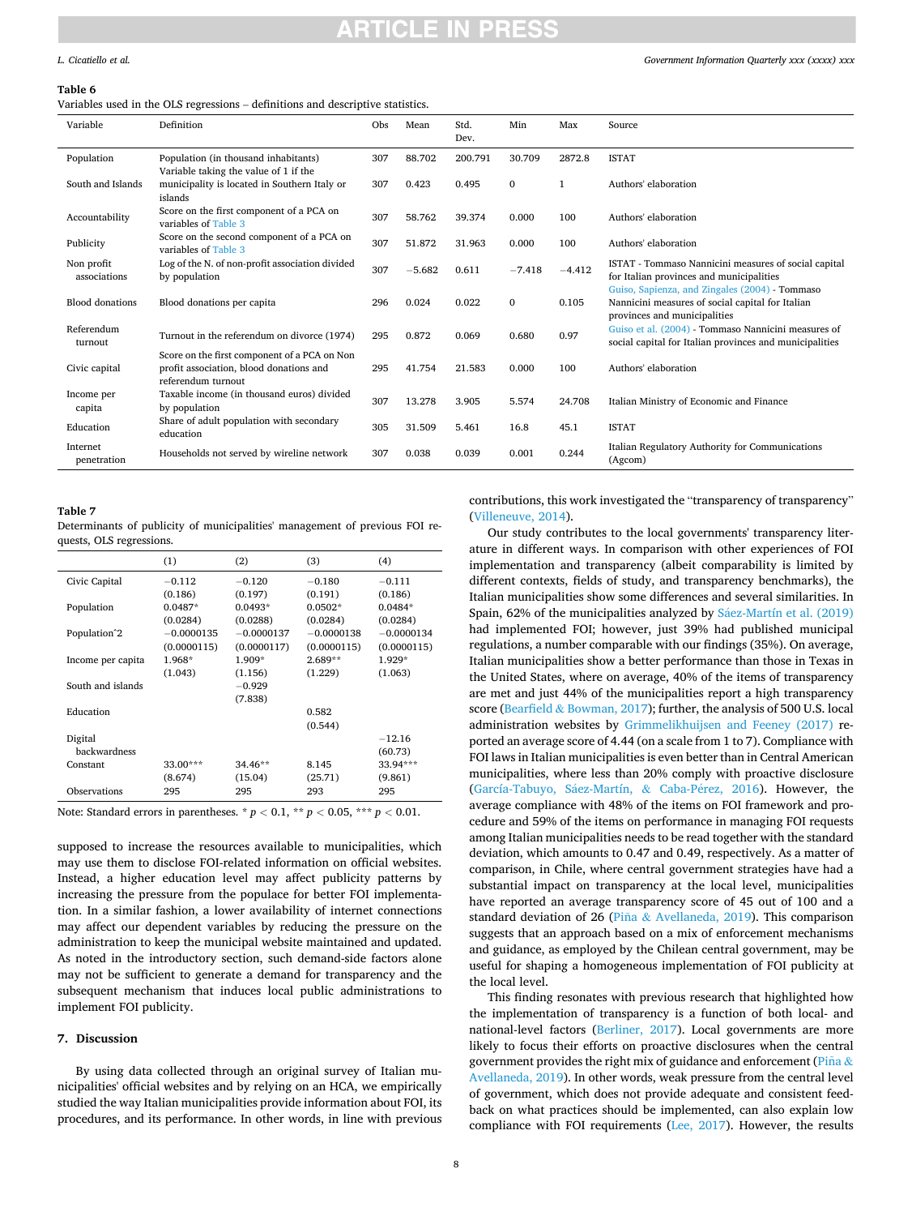**Table 6**

Variables used in the OLS regressions – definitions and descriptive statistics.

| Variable | Definition | Obs | Mean | Std. Dev. | Min | Max | Source |
|---|---|---|---|---|---|---|---|
| Population | Population (in thousand inhabitants) | 307 | 88.702 | 200.791 | 30.709 | 2872.8 | ISTAT |
| South and Islands | Variable taking the value of 1 if the municipality is located in Southern Italy or islands | 307 | 0.423 | 0.495 | 0 | 1 | Authors' elaboration |
| Accountability | Score on the first component of a PCA on variables of Table 3 | 307 | 58.762 | 39.374 | 0.000 | 100 | Authors' elaboration |
| Publicity | Score on the second component of a PCA on variables of Table 3 | 307 | 51.872 | 31.963 | 0.000 | 100 | Authors' elaboration |
| Non profit associations | Log of the N. of non-profit association divided by population | 307 | −5.682 | 0.611 | −7.418 | −4.412 | ISTAT - Tommaso Nannicini measures of social capital for Italian provinces and municipalities |
| Blood donations | Blood donations per capita | 296 | 0.024 | 0.022 | 0 | 0.105 | Guiso, Sapienza, and Zingales (2004) - Tommaso Nannicini measures of social capital for Italian provinces and municipalities |
| Referendum turnout | Turnout in the referendum on divorce (1974) | 295 | 0.872 | 0.069 | 0.680 | 0.97 | Guiso et al. (2004) - Tommaso Nannicini measures of social capital for Italian provinces and municipalities |
| Civic capital | Score on the first component of a PCA on Non profit association, blood donations and referendum turnout | 295 | 41.754 | 21.583 | 0.000 | 100 | Authors' elaboration |
| Income per capita | Taxable income (in thousand euros) divided by population | 307 | 13.278 | 3.905 | 5.574 | 24.708 | Italian Ministry of Economic and Finance |
| Education | Share of adult population with secondary education | 305 | 31.509 | 5.461 | 16.8 | 45.1 | ISTAT |
| Internet penetration | Households not served by wireline network | 307 | 0.038 | 0.039 | 0.001 | 0.244 | Italian Regulatory Authority for Communications (Agcom) |

**Table 7**

Determinants of publicity of municipalities' management of previous FOI requests, OLS regressions.

| | (1) | (2) | (3) | (4) |
|---|---|---|---|---|
| Civic Capital | −0.112 | −0.120 | −0.180 | −0.111 |
| | (0.186) | (0.197) | (0.191) | (0.186) |
| Population | 0.0487* | 0.0493* | 0.0502* | 0.0484* |
| | (0.0284) | (0.0288) | (0.0284) | (0.0284) |
| Population^2 | −0.0000135 | −0.0000137 | −0.0000138 | −0.0000134 |
| | (0.0000115) | (0.0000117) | (0.0000115) | (0.0000115) |
| Income per capita | 1.968* | 1.909* | 2.689** | 1.929* |
| | (1.043) | (1.156) | (1.229) | (1.063) |
| South and islands | | −0.929 | | |
| | | (7.838) | | |
| Education | | | 0.582 | |
| | | | (0.544) | |
| Digital backwardness | | | | −12.16 |
| | | | | (60.73) |
| Constant | 33.00*** | 34.46** | 8.145 | 33.94*** |
| | (8.674) | (15.04) | (25.71) | (9.861) |
| Observations | 295 | 295 | 293 | 295 |

Note: Standard errors in parentheses. * $p < 0.1$, ** $p < 0.05$, *** $p < 0.01$.

supposed to increase the resources available to municipalities, which may use them to disclose FOI-related information on official websites. Instead, a higher education level may affect publicity patterns by increasing the pressure from the populace for better FOI implementation. In a similar fashion, a lower availability of internet connections may affect our dependent variables by reducing the pressure on the administration to keep the municipal website maintained and updated. As noted in the introductory section, such demand-side factors alone may not be sufficient to generate a demand for transparency and the subsequent mechanism that induces local public administrations to implement FOI publicity.

## 7. Discussion

By using data collected through an original survey of Italian municipalities' official websites and by relying on an HCA, we empirically studied the way Italian municipalities provide information about FOI, its procedures, and its performance. In other words, in line with previous contributions, this work investigated the "transparency of transparency" (Villeneuve, 2014).

Our study contributes to the local governments' transparency literature in different ways. In comparison with other experiences of FOI implementation and transparency (albeit comparability is limited by different contexts, fields of study, and transparency benchmarks), the Italian municipalities show some differences and several similarities. In Spain, 62% of the municipalities analyzed by Sáez-Martín et al. (2019) had implemented FOI; however, just 39% had published municipal regulations, a number comparable with our findings (35%). On average, Italian municipalities show a better performance than those in Texas in the United States, where on average, 40% of the items of transparency are met and just 44% of the municipalities report a high transparency score (Bearfield & Bowman, 2017); further, the analysis of 500 U.S. local administration websites by Grimmelikhuijsen and Feeney (2017) reported an average score of 4.44 (on a scale from 1 to 7). Compliance with FOI laws in Italian municipalities is even better than in Central American municipalities, where less than 20% comply with proactive disclosure (García-Tabuyo, Sáez-Martín, & Caba-Pérez, 2016). However, the average compliance with 48% of the items on FOI framework and procedure and 59% of the items on performance in managing FOI requests among Italian municipalities needs to be read together with the standard deviation, which amounts to 0.47 and 0.49, respectively. As a matter of comparison, in Chile, where central government strategies have had a substantial impact on transparency at the local level, municipalities have reported an average transparency score of 45 out of 100 and a standard deviation of 26 (Piña & Avellaneda, 2019). This comparison suggests that an approach based on a mix of enforcement mechanisms and guidance, as employed by the Chilean central government, may be useful for shaping a homogeneous implementation of FOI publicity at the local level.

This finding resonates with previous research that highlighted how the implementation of transparency is a function of both local- and national-level factors (Berliner, 2017). Local governments are more likely to focus their efforts on proactive disclosures when the central government provides the right mix of guidance and enforcement (Piña & Avellaneda, 2019). In other words, weak pressure from the central level of government, which does not provide adequate and consistent feedback on what practices should be implemented, can also explain low compliance with FOI requirements (Lee, 2017). However, the results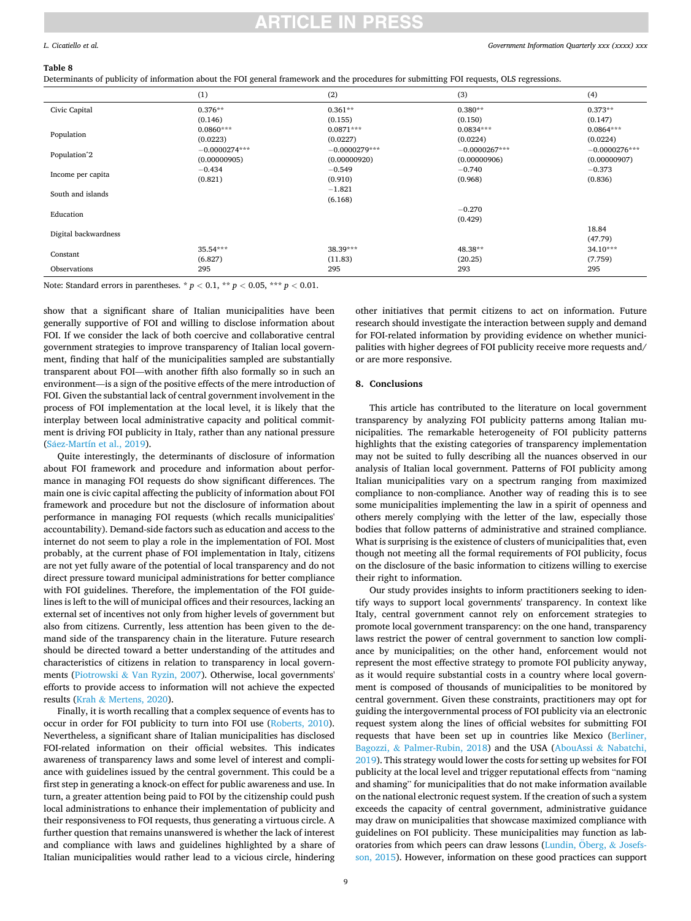**Table 8**

Determinants of publicity of information about the FOI general framework and the procedures for submitting FOI requests, OLS regressions.

| | (1) | (2) | (3) | (4) |
|---|---|---|---|---|
| Civic Capital | 0.376** | 0.361** | 0.380** | 0.373** |
| | (0.146) | (0.155) | (0.150) | (0.147) |
| Population | 0.0860*** | 0.0871*** | 0.0834*** | 0.0864*** |
| | (0.0223) | (0.0227) | (0.0224) | (0.0224) |
| Population^2 | −0.0000274*** | −0.0000279*** | −0.0000267*** | −0.0000276*** |
| | (0.00000905) | (0.00000920) | (0.00000906) | (0.00000907) |
| Income per capita | −0.434 | −0.549 | −0.740 | −0.373 |
| | (0.821) | (0.910) | (0.968) | (0.836) |
| South and islands | | −1.821 | | |
| | | (6.168) | | |
| Education | | | −0.270 | |
| | | | (0.429) | |
| Digital backwardness | | | | 18.84 |
| | | | | (47.79) |
| Constant | 35.54*** | 38.39*** | 48.38** | 34.10*** |
| | (6.827) | (11.83) | (20.25) | (7.759) |
| Observations | 295 | 295 | 293 | 295 |

Note: Standard errors in parentheses. * $p < 0.1$, ** $p < 0.05$, *** $p < 0.01$.

show that a significant share of Italian municipalities have been generally supportive of FOI and willing to disclose information about FOI. If we consider the lack of both coercive and collaborative central government strategies to improve transparency of Italian local government, finding that half of the municipalities sampled are substantially transparent about FOI—with another fifth also formally so in such an environment—is a sign of the positive effects of the mere introduction of FOI. Given the substantial lack of central government involvement in the process of FOI implementation at the local level, it is likely that the interplay between local administrative capacity and political commitment is driving FOI publicity in Italy, rather than any national pressure (Sáez-Martín et al., 2019).

Quite interestingly, the determinants of disclosure of information about FOI framework and procedure and information about performance in managing FOI requests do show significant differences. The main one is civic capital affecting the publicity of information about FOI framework and procedure but not the disclosure of information about performance in managing FOI requests (which recalls municipalities' accountability). Demand-side factors such as education and access to the internet do not seem to play a role in the implementation of FOI. Most probably, at the current phase of FOI implementation in Italy, citizens are not yet fully aware of the potential of local transparency and do not direct pressure toward municipal administrations for better compliance with FOI guidelines. Therefore, the implementation of the FOI guidelines is left to the will of municipal offices and their resources, lacking an external set of incentives not only from higher levels of government but also from citizens. Currently, less attention has been given to the demand side of the transparency chain in the literature. Future research should be directed toward a better understanding of the attitudes and characteristics of citizens in relation to transparency in local governments (Piotrowski & Van Ryzin, 2007). Otherwise, local governments' efforts to provide access to information will not achieve the expected results (Krah & Mertens, 2020).

Finally, it is worth recalling that a complex sequence of events has to occur in order for FOI publicity to turn into FOI use (Roberts, 2010). Nevertheless, a significant share of Italian municipalities has disclosed FOI-related information on their official websites. This indicates awareness of transparency laws and some level of interest and compliance with guidelines issued by the central government. This could be a first step in generating a knock-on effect for public awareness and use. In turn, a greater attention being paid to FOI by the citizenship could push local administrations to enhance their implementation of publicity and their responsiveness to FOI requests, thus generating a virtuous circle. A further question that remains unanswered is whether the lack of interest and compliance with laws and guidelines highlighted by a share of Italian municipalities would rather lead to a vicious circle, hindering other initiatives that permit citizens to act on information. Future research should investigate the interaction between supply and demand for FOI-related information by providing evidence on whether municipalities with higher degrees of FOI publicity receive more requests and/or are more responsive.

## 8. Conclusions

This article has contributed to the literature on local government transparency by analyzing FOI publicity patterns among Italian municipalities. The remarkable heterogeneity of FOI publicity patterns highlights that the existing categories of transparency implementation may not be suited to fully describing all the nuances observed in our analysis of Italian local government. Patterns of FOI publicity among Italian municipalities vary on a spectrum ranging from maximized compliance to non-compliance. Another way of reading this is to see some municipalities implementing the law in a spirit of openness and others merely complying with the letter of the law, especially those bodies that follow patterns of administrative and strained compliance. What is surprising is the existence of clusters of municipalities that, even though not meeting all the formal requirements of FOI publicity, focus on the disclosure of the basic information to citizens willing to exercise their right to information.

Our study provides insights to inform practitioners seeking to identify ways to support local governments' transparency. In context like Italy, central government cannot rely on enforcement strategies to promote local government transparency: on the one hand, transparency laws restrict the power of central government to sanction low compliance by municipalities; on the other hand, enforcement would not represent the most effective strategy to promote FOI publicity anyway, as it would require substantial costs in a country where local government is composed of thousands of municipalities to be monitored by central government. Given these constraints, practitioners may opt for guiding the intergovernmental process of FOI publicity via an electronic request system along the lines of official websites for submitting FOI requests that have been set up in countries like Mexico (Berliner, Bagozzi, & Palmer-Rubin, 2018) and the USA (AbouAssi & Nabatchi, 2019). This strategy would lower the costs for setting up websites for FOI publicity at the local level and trigger reputational effects from "naming and shaming" for municipalities that do not make information available on the national electronic request system. If the creation of such a system exceeds the capacity of central government, administrative guidance may draw on municipalities that showcase maximized compliance with guidelines on FOI publicity. These municipalities may function as laboratories from which peers can draw lessons (Lundin, Öberg, & Josefsson, 2015). However, information on these good practices can support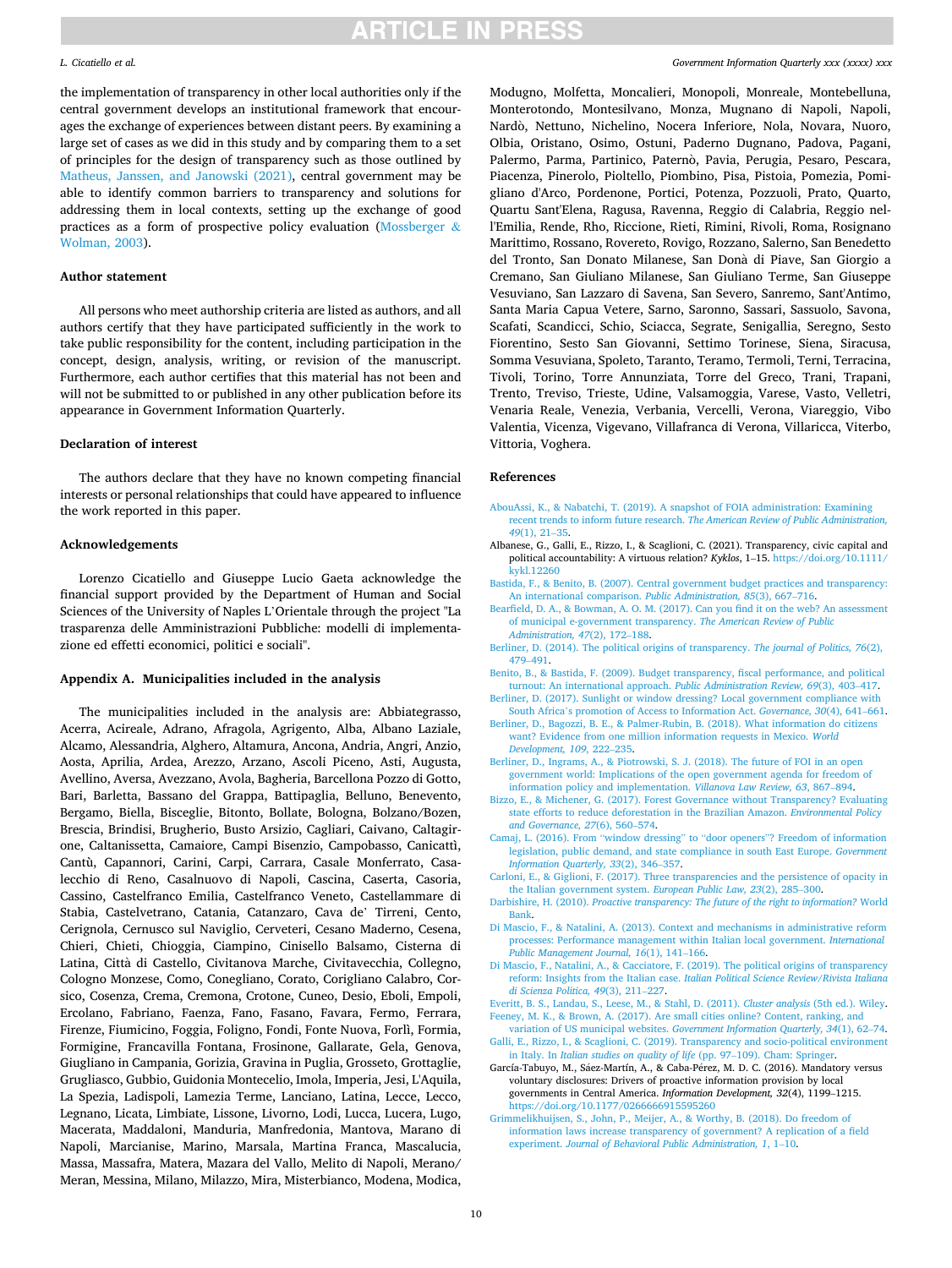the implementation of transparency in other local authorities only if the central government develops an institutional framework that encourages the exchange of experiences between distant peers. By examining a large set of cases as we did in this study and by comparing them to a set of principles for the design of transparency such as those outlined by Matheus, Janssen, and Janowski (2021), central government may be able to identify common barriers to transparency and solutions for addressing them in local contexts, setting up the exchange of good practices as a form of prospective policy evaluation (Mossberger & Wolman, 2003).

### Author statement

All persons who meet authorship criteria are listed as authors, and all authors certify that they have participated sufficiently in the work to take public responsibility for the content, including participation in the concept, design, analysis, writing, or revision of the manuscript. Furthermore, each author certifies that this material has not been and will not be submitted to or published in any other publication before its appearance in Government Information Quarterly.

### Declaration of interest

The authors declare that they have no known competing financial interests or personal relationships that could have appeared to influence the work reported in this paper.

### Acknowledgements

Lorenzo Cicatiello and Giuseppe Lucio Gaeta acknowledge the financial support provided by the Department of Human and Social Sciences of the University of Naples L'Orientale through the project "La trasparenza delle Amministrazioni Pubbliche: modelli di implementazione ed effetti economici, politici e sociali".

### Appendix A. Municipalities included in the analysis

The municipalities included in the analysis are: Abbiategrasso, Acerra, Acireale, Adrano, Afragola, Agrigento, Alba, Albano Laziale, Alcamo, Alessandria, Alghero, Altamura, Ancona, Andria, Angri, Anzio, Aosta, Aprilia, Ardea, Arezzo, Arzano, Ascoli Piceno, Asti, Augusta, Avellino, Aversa, Avezzano, Avola, Bagheria, Barcellona Pozzo di Gotto, Bari, Barletta, Bassano del Grappa, Battipaglia, Belluno, Benevento, Bergamo, Biella, Bisceglie, Bitonto, Bollate, Bologna, Bolzano/Bozen, Brescia, Brindisi, Brugherio, Busto Arsizio, Cagliari, Caivano, Caltagirone, Caltanissetta, Camaiore, Campi Bisenzio, Campobasso, Canicattì, Cantù, Capannori, Carini, Carpi, Carrara, Casale Monferrato, Casalecchio di Reno, Casalnuovo di Napoli, Cascina, Caserta, Casoria, Cassino, Castelfranco Emilia, Castelfranco Veneto, Castellammare di Stabia, Castelvetrano, Catania, Catanzaro, Cava de' Tirreni, Cento, Cerignola, Cernusco sul Naviglio, Cerveteri, Cesano Maderno, Cesena, Chieri, Chieti, Chioggia, Ciampino, Cinisello Balsamo, Cisterna di Latina, Città di Castello, Civitanova Marche, Civitavecchia, Collegno, Cologno Monzese, Como, Conegliano, Corato, Corigliano Calabro, Corsico, Cosenza, Crema, Cremona, Crotone, Cuneo, Desio, Eboli, Empoli, Ercolano, Fabriano, Faenza, Fano, Fasano, Favara, Fermo, Ferrara, Firenze, Fiumicino, Foggia, Foligno, Fondi, Fonte Nuova, Forlì, Formia, Formigine, Francavilla Fontana, Frosinone, Gallarate, Gela, Genova, Giugliano in Campania, Gorizia, Gravina in Puglia, Grosseto, Grottaglie, Grugliasco, Gubbio, Guidonia Montecelio, Imola, Imperia, Jesi, L'Aquila, La Spezia, Ladispoli, Lamezia Terme, Lanciano, Latina, Lecce, Lecco, Legnano, Licata, Limbiate, Lissone, Livorno, Lodi, Lucca, Lucera, Lugo, Macerata, Maddaloni, Manduria, Manfredonia, Mantova, Marano di Napoli, Marcianise, Marino, Marsala, Martina Franca, Mascalucia, Massa, Massafra, Matera, Mazara del Vallo, Melito di Napoli, Merano/Meran, Messina, Milano, Milazzo, Mira, Misterbianco, Modena, Modica, Modugno, Molfetta, Moncalieri, Monopoli, Monreale, Montebelluna, Monterotondo, Montesilvano, Monza, Mugnano di Napoli, Napoli, Nardò, Nettuno, Nichelino, Nocera Inferiore, Nola, Novara, Nuoro, Olbia, Oristano, Osimo, Ostuni, Paderno Dugnano, Padova, Pagani, Palermo, Parma, Partinico, Paternò, Pavia, Perugia, Pesaro, Pescara, Piacenza, Pinerolo, Pioltello, Piombino, Pisa, Pistoia, Pomezia, Pomigliano d'Arco, Pordenone, Portici, Potenza, Pozzuoli, Prato, Quarto, Quartu Sant'Elena, Ragusa, Ravenna, Reggio di Calabria, Reggio nell'Emilia, Rende, Rho, Riccione, Rieti, Rimini, Rivoli, Roma, Rosignano Marittimo, Rossano, Rovereto, Rovigo, Rozzano, Salerno, San Benedetto del Tronto, San Donato Milanese, San Donà di Piave, San Giorgio a Cremano, San Giuliano Milanese, San Giuliano Terme, San Giuseppe Vesuviano, San Lazzaro di Savena, San Severo, Sanremo, Sant'Antimo, Santa Maria Capua Vetere, Sarno, Saronno, Sassari, Sassuolo, Savona, Scafati, Scandicci, Schio, Sciacca, Segrate, Senigallia, Seregno, Sesto Fiorentino, Sesto San Giovanni, Settimo Torinese, Siena, Siracusa, Somma Vesuviana, Spoleto, Taranto, Teramo, Termoli, Terni, Terracina, Tivoli, Torino, Torre Annunziata, Torre del Greco, Trani, Trapani, Trento, Treviso, Trieste, Udine, Valsamoggia, Varese, Vasto, Velletri, Venaria Reale, Venezia, Verbania, Vercelli, Verona, Viareggio, Vibo Valentia, Vicenza, Vigevano, Villafranca di Verona, Villaricca, Viterbo, Vittoria, Voghera.

### References

AbouAssi, K., & Nabatchi, T. (2019). A snapshot of FOIA administration: Examining recent trends to inform future research. *The American Review of Public Administration, 49*(1), 21–35.

Albanese, G., Galli, E., Rizzo, I., & Scaglioni, C. (2021). Transparency, civic capital and political accountability: A virtuous relation? *Kyklos*, 1–15. https://doi.org/10.1111/kykl.12260

Bastida, F., & Benito, B. (2007). Central government budget practices and transparency: An international comparison. *Public Administration, 85*(3), 667–716.

Bearfield, D. A., & Bowman, A. O. M. (2017). Can you find it on the web? An assessment of municipal e-government transparency. *The American Review of Public Administration, 47*(2), 172–188.

Berliner, D. (2014). The political origins of transparency. *The journal of Politics, 76*(2), 479–491.

Benito, B., & Bastida, F. (2009). Budget transparency, fiscal performance, and political turnout: An international approach. *Public Administration Review, 69*(3), 403–417.

Berliner, D. (2017). Sunlight or window dressing? Local government compliance with South Africa's promotion of Access to Information Act. *Governance, 30*(4), 641–661.

Berliner, D., Bagozzi, B. E., & Palmer-Rubin, B. (2018). What information do citizens want? Evidence from one million information requests in Mexico. *World Development, 109*, 222–235.

Berliner, D., Ingrams, A., & Piotrowski, S. J. (2018). The future of FOI in an open government world: Implications of the open government agenda for freedom of information policy and implementation. *Villanova Law Review, 63*, 867–894.

Bizzo, E., & Michener, G. (2017). Forest Governance without Transparency? Evaluating state efforts to reduce deforestation in the Brazilian Amazon. *Environmental Policy and Governance, 27*(6), 560–574.

Camaj, L. (2016). From "window dressing" to "door openers"? Freedom of information legislation, public demand, and state compliance in south East Europe. *Government Information Quarterly, 33*(2), 346–357.

Carloni, E., & Giglioni, F. (2017). Three transparencies and the persistence of opacity in the Italian government system. *European Public Law, 23*(2), 285–300.

Darbishire, H. (2010). *Proactive transparency: The future of the right to information?* World Bank.

Di Mascio, F., & Natalini, A. (2013). Context and mechanisms in administrative reform processes: Performance management within Italian local government. *International Public Management Journal, 16*(1), 141–166.

Di Mascio, F., Natalini, A., & Cacciatore, F. (2019). The political origins of transparency reform: Insights from the Italian case. *Italian Political Science Review/Rivista Italiana di Scienza Politica, 49*(3), 211–227.

Everitt, B. S., Landau, S., Leese, M., & Stahl, D. (2011). *Cluster analysis* (5th ed.). Wiley.

Feeney, M. K., & Brown, A. (2017). Are small cities online? Content, ranking, and variation of US municipal websites. *Government Information Quarterly, 34*(1), 62–74.

Galli, E., Rizzo, I., & Scaglioni, C. (2019). Transparency and socio-political environment in Italy. In *Italian studies on quality of life* (pp. 97–109). Cham: Springer.

García-Tabuyo, M., Sáez-Martín, A., & Caba-Pérez, M. D. C. (2016). Mandatory versus voluntary disclosures: Drivers of proactive information provision by local governments in Central America. *Information Development, 32*(4), 1199–1215. https://doi.org/10.1177/0266666915595260

Grimmelikhuijsen, S., John, P., Meijer, A., & Worthy, B. (2018). Do freedom of information laws increase transparency of government? A replication of a field experiment. *Journal of Behavioral Public Administration, 1*, 1–10.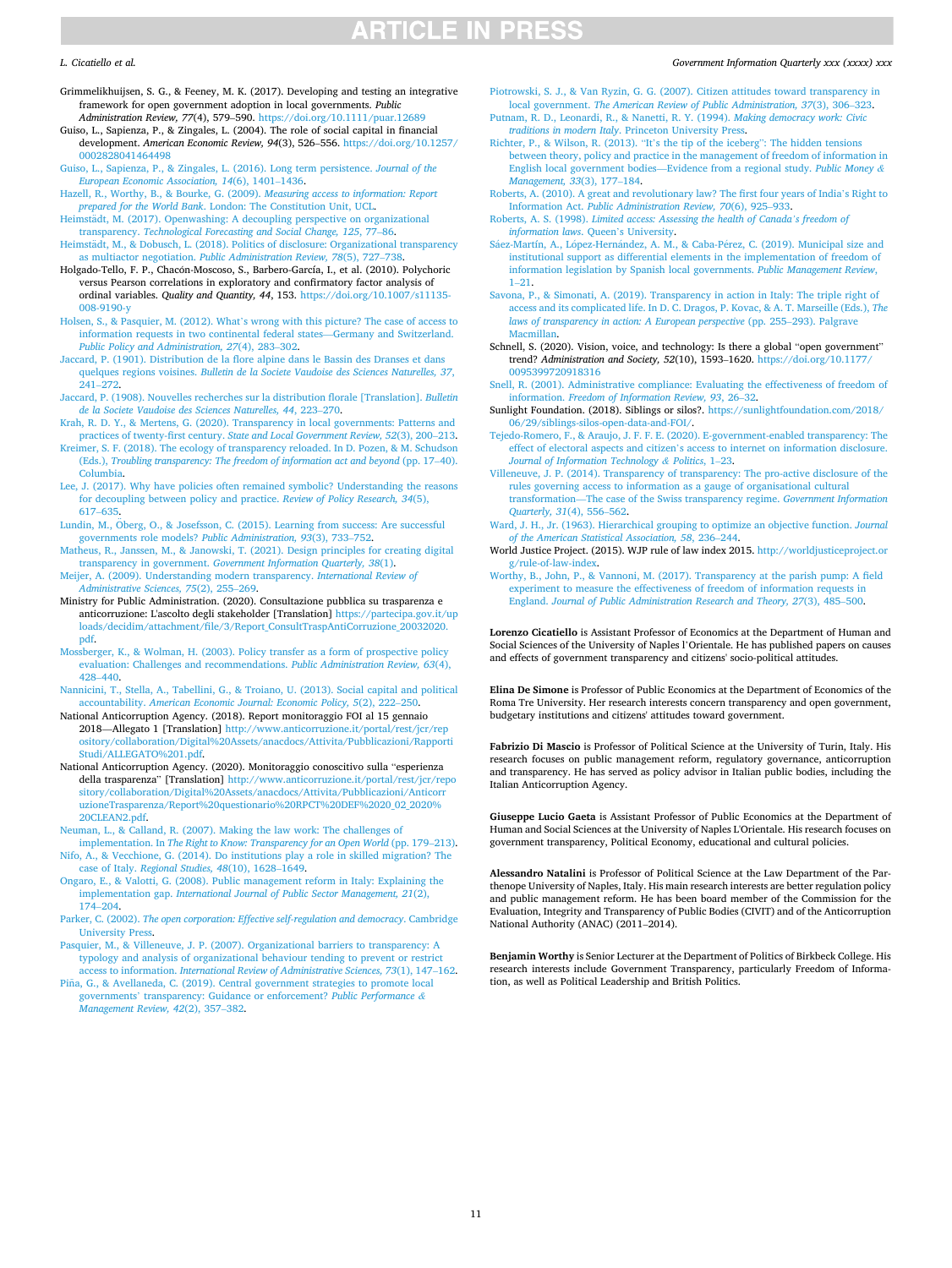Grimmelikhuijsen, S. G., & Feeney, M. K. (2017). Developing and testing an integrative framework for open government adoption in local governments. *Public Administration Review, 77*(4), 579–590. https://doi.org/10.1111/puar.12689

Guiso, L., Sapienza, P., & Zingales, L. (2004). The role of social capital in financial development. *American Economic Review, 94*(3), 526–556. https://doi.org/10.1257/0002828041464498

Guiso, L., Sapienza, P., & Zingales, L. (2016). Long term persistence. *Journal of the European Economic Association, 14*(6), 1401–1436.

Hazell, R., Worthy, B., & Bourke, G. (2009). *Measuring access to information: Report prepared for the World Bank*. London: The Constitution Unit, UCL.

Heimstädt, M. (2017). Openwashing: A decoupling perspective on organizational transparency. *Technological Forecasting and Social Change, 125*, 77–86.

Heimstädt, M., & Dobusch, L. (2018). Politics of disclosure: Organizational transparency as multiactor negotiation. *Public Administration Review, 78*(5), 727–738.

Holgado-Tello, F. P., Chacón-Moscoso, S., Barbero-García, I., et al. (2010). Polychoric versus Pearson correlations in exploratory and confirmatory factor analysis of ordinal variables. *Quality and Quantity, 44*, 153. https://doi.org/10.1007/s11135-008-9190-y

Holsen, S., & Pasquier, M. (2012). What's wrong with this picture? The case of access to information requests in two continental federal states—Germany and Switzerland. *Public Policy and Administration, 27*(4), 283–302.

Jaccard, P. (1901). Distribution de la flore alpine dans le Bassin des Dranses et dans quelques regions voisines. *Bulletin de la Societe Vaudoise des Sciences Naturelles, 37*, 241–272.

Jaccard, P. (1908). Nouvelles recherches sur la distribution florale [Translation]. *Bulletin de la Societe Vaudoise des Sciences Naturelles, 44*, 223–270.

Krah, R. D. Y., & Mertens, G. (2020). Transparency in local governments: Patterns and practices of twenty-first century. *State and Local Government Review, 52*(3), 200–213.

Kreimer, S. F. (2018). The ecology of transparency reloaded. In D. Pozen, & M. Schudson (Eds.), *Troubling transparency: The freedom of information act and beyond* (pp. 17–40). Columbia.

Lee, J. (2017). Why have policies often remained symbolic? Understanding the reasons for decoupling between policy and practice. *Review of Policy Research, 34*(5), 617–635.

Lundin, M., Öberg, O., & Josefsson, C. (2015). Learning from success: Are successful governments role models? *Public Administration, 93*(3), 733–752.

Matheus, R., Janssen, M., & Janowski, T. (2021). Design principles for creating digital transparency in government. *Government Information Quarterly, 38*(1).

Meijer, A. (2009). Understanding modern transparency. *International Review of Administrative Sciences, 75*(2), 255–269.

Ministry for Public Administration. (2020). Consultazione pubblica su trasparenza e anticorruzione: L'ascolto degli stakeholder [Translation] https://partecipa.gov.it/uploads/decidim/attachment/file/3/Report_ConsultTraspAntiCorruzione_20032020.pdf.

Mossberger, K., & Wolman, H. (2003). Policy transfer as a form of prospective policy evaluation: Challenges and recommendations. *Public Administration Review, 63*(4), 428–440.

Nannicini, T., Stella, A., Tabellini, G., & Troiano, U. (2013). Social capital and political accountability. *American Economic Journal: Economic Policy, 5*(2), 222–250.

National Anticorruption Agency. (2018). Report monitoraggio FOI al 15 gennaio 2018—Allegato 1 [Translation] http://www.anticorruzione.it/portal/rest/jcr/repository/collaboration/Digital%20Assets/anacdocs/Attivita/Pubblicazioni/RapportiStudi/ALLEGATO%201.pdf.

National Anticorruption Agency. (2020). Monitoraggio conoscitivo sulla "esperienza della trasparenza" [Translation] http://www.anticorruzione.it/portal/rest/jcr/repository/collaboration/Digital%20Assets/anacdocs/Attivita/Pubblicazioni/AnticorruzioneTrasparenza/Report%20questionario%20RPCT%20DEF%2020_02_2020%20CLEAN2.pdf.

Neuman, L., & Calland, R. (2007). Making the law work: The challenges of implementation. In *The Right to Know: Transparency for an Open World* (pp. 179–213).

Nifo, A., & Vecchione, G. (2014). Do institutions play a role in skilled migration? The case of Italy. *Regional Studies, 48*(10), 1628–1649.

Ongaro, E., & Valotti, G. (2008). Public management reform in Italy: Explaining the implementation gap. *International Journal of Public Sector Management, 21*(2), 174–204.

Parker, C. (2002). *The open corporation: Effective self-regulation and democracy*. Cambridge University Press.

Pasquier, M., & Villeneuve, J. P. (2007). Organizational barriers to transparency: A typology and analysis of organizational behaviour tending to prevent or restrict access to information. *International Review of Administrative Sciences, 73*(1), 147–162.

Piña, G., & Avellaneda, C. (2019). Central government strategies to promote local governments' transparency: Guidance or enforcement? *Public Performance & Management Review, 42*(2), 357–382.

Piotrowski, S. J., & Van Ryzin, G. G. (2007). Citizen attitudes toward transparency in local government. *The American Review of Public Administration, 37*(3), 306–323.

Putnam, R. D., Leonardi, R., & Nanetti, R. Y. (1994). *Making democracy work: Civic traditions in modern Italy*. Princeton University Press.

Richter, P., & Wilson, R. (2013). "It's the tip of the iceberg": The hidden tensions between theory, policy and practice in the management of freedom of information in English local government bodies—Evidence from a regional study. *Public Money & Management, 33*(3), 177–184.

Roberts, A. (2010). A great and revolutionary law? The first four years of India's Right to Information Act. *Public Administration Review, 70*(6), 925–933.

Roberts, A. S. (1998). *Limited access: Assessing the health of Canada's freedom of information laws*. Queen's University.

Sáez-Martín, A., López-Hernández, A. M., & Caba-Pérez, C. (2019). Municipal size and institutional support as differential elements in the implementation of freedom of information legislation by Spanish local governments. *Public Management Review*, 1–21.

Savona, P., & Simonati, A. (2019). Transparency in action in Italy: The triple right of access and its complicated life. In D. C. Dragos, P. Kovac, & A. T. Marseille (Eds.), *The laws of transparency in action: A European perspective* (pp. 255–293). Palgrave Macmillan.

Schnell, S. (2020). Vision, voice, and technology: Is there a global "open government" trend? *Administration and Society, 52*(10), 1593–1620. https://doi.org/10.1177/0095399720918316

Snell, R. (2001). Administrative compliance: Evaluating the effectiveness of freedom of information. *Freedom of Information Review, 93*, 26–32.

Sunlight Foundation. (2018). Siblings or silos?. https://sunlightfoundation.com/2018/06/29/siblings-silos-open-data-and-FOI/.

Tejedo-Romero, F., & Araujo, J. F. F. E. (2020). E-government-enabled transparency: The effect of electoral aspects and citizen's access to internet on information disclosure. *Journal of Information Technology & Politics*, 1–23.

Villeneuve, J. P. (2014). Transparency of transparency: The pro-active disclosure of the rules governing access to information as a gauge of organisational cultural transformation—The case of the Swiss transparency regime. *Government Information Quarterly, 31*(4), 556–562.

Ward, J. H., Jr. (1963). Hierarchical grouping to optimize an objective function. *Journal of the American Statistical Association, 58*, 236–244.

World Justice Project. (2015). WJP rule of law index 2015. http://worldjusticeproject.org/rule-of-law-index.

Worthy, B., John, P., & Vannoni, M. (2017). Transparency at the parish pump: A field experiment to measure the effectiveness of freedom of information requests in England. *Journal of Public Administration Research and Theory, 27*(3), 485–500.

**Lorenzo Cicatiello** is Assistant Professor of Economics at the Department of Human and Social Sciences of the University of Naples l'Orientale. He has published papers on causes and effects of government transparency and citizens' socio-political attitudes.

**Elina De Simone** is Professor of Public Economics at the Department of Economics of the Roma Tre University. Her research interests concern transparency and open government, budgetary institutions and citizens' attitudes toward government.

**Fabrizio Di Mascio** is Professor of Political Science at the University of Turin, Italy. His research focuses on public management reform, regulatory governance, anticorruption and transparency. He has served as policy advisor in Italian public bodies, including the Italian Anticorruption Agency.

**Giuseppe Lucio Gaeta** is Assistant Professor of Public Economics at the Department of Human and Social Sciences at the University of Naples L'Orientale. His research focuses on government transparency, Political Economy, educational and cultural policies.

**Alessandro Natalini** is Professor of Political Science at the Law Department of the Parthenope University of Naples, Italy. His main research interests are better regulation policy and public management reform. He has been board member of the Commission for the Evaluation, Integrity and Transparency of Public Bodies (CIVIT) and of the Anticorruption National Authority (ANAC) (2011–2014).

**Benjamin Worthy** is Senior Lecturer at the Department of Politics of Birkbeck College. His research interests include Government Transparency, particularly Freedom of Information, as well as Political Leadership and British Politics.